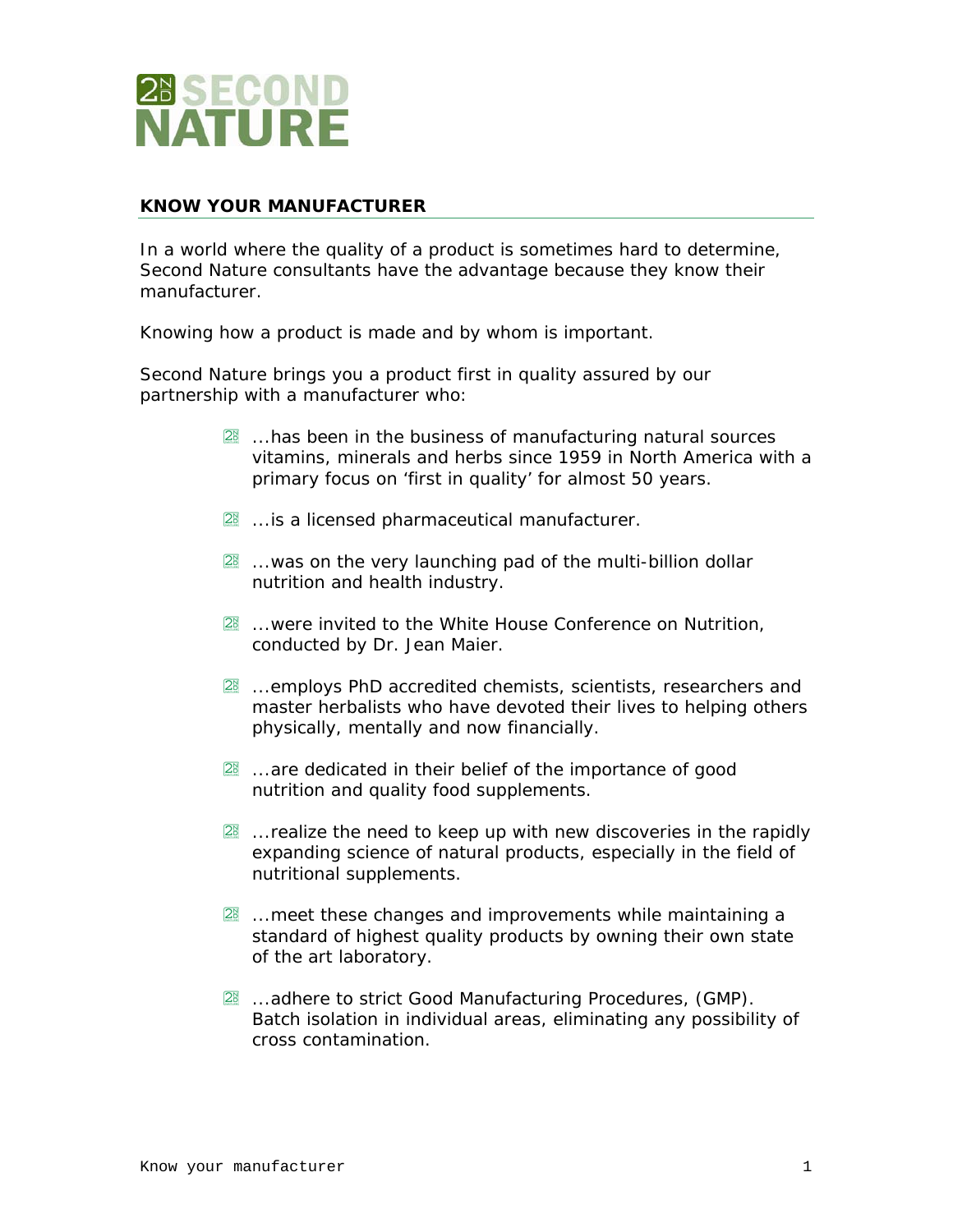# 2ND SECOND NATURE

## KNOW YOUR MANUFACTURER

In a world where the quality of a product is sometimes hard to determine, Second Nature consultants have the advantage because they know their manufacturer.

Knowing how a product is made and by whom is important.

Second Nature brings you a product first in quality assured by our partnership with a manufacturer who:

- ...has been in the business of manufacturing natural sources vitamins, minerals and herbs since 1959 in North America with a primary focus on 'first in quality' for almost 50 years.
- ...is a licensed pharmaceutical manufacturer.
- ...was on the very launching pad of the multi-billion dollar nutrition and health industry.
- ...were invited to the White House Conference on Nutrition, conducted by Dr. Jean Maier.
- ...employs PhD accredited chemists, scientists, researchers and master herbalists who have devoted their lives to helping others physically, mentally and now financially.
- ...are dedicated in their belief of the importance of good nutrition and quality food supplements.
- ...realize the need to keep up with new discoveries in the rapidly expanding science of natural products, especially in the field of nutritional supplements.
- ...meet these changes and improvements while maintaining a standard of highest quality products by owning their own state of the art laboratory.
- ...adhere to strict Good Manufacturing Procedures, (GMP). Batch isolation in individual areas, eliminating any possibility of cross contamination.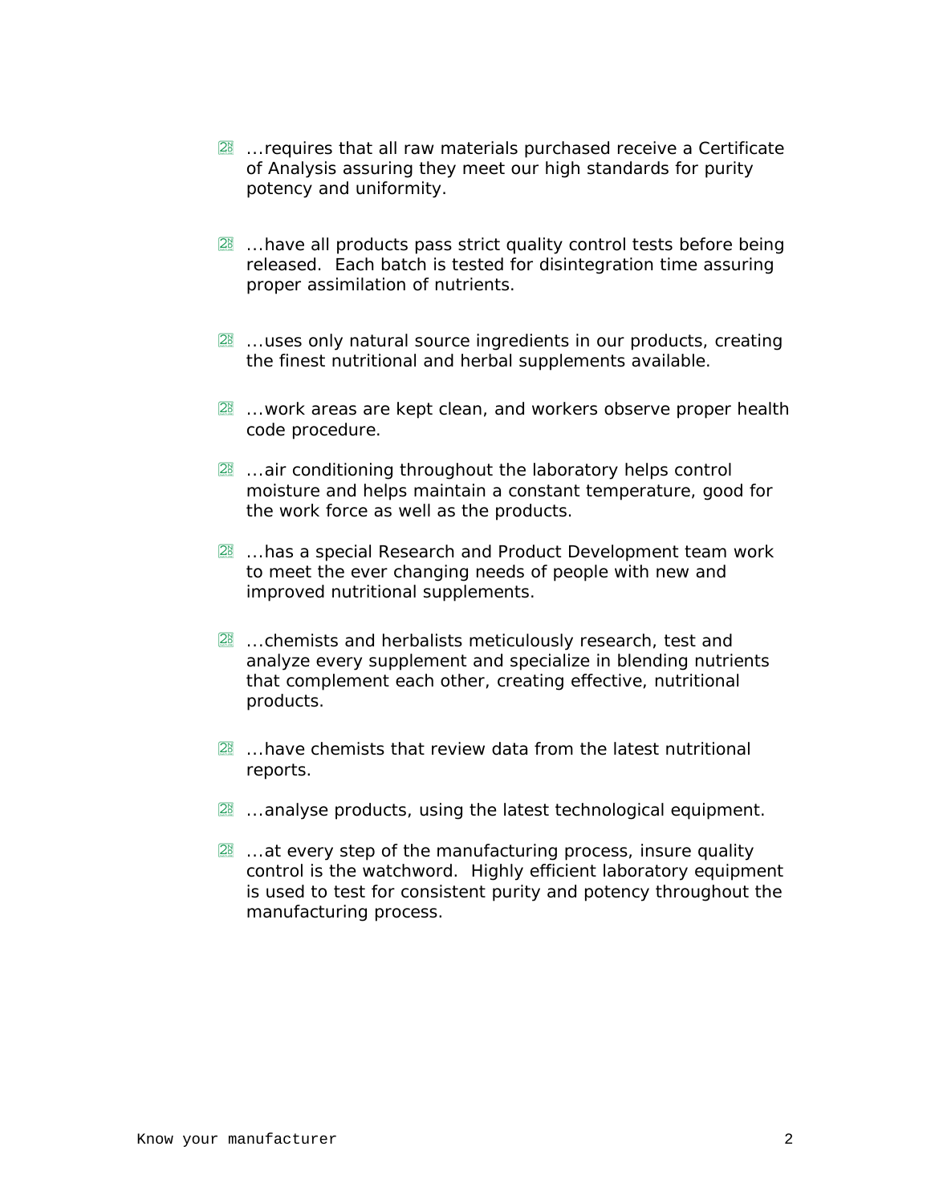- ...requires that all raw materials purchased receive a Certificate of Analysis assuring they meet our high standards for purity potency and uniformity.

- ...have all products pass strict quality control tests before being released. Each batch is tested for disintegration time assuring proper assimilation of nutrients.

- ...uses only natural source ingredients in our products, creating the finest nutritional and herbal supplements available.

- ...work areas are kept clean, and workers observe proper health code procedure.

- ...air conditioning throughout the laboratory helps control moisture and helps maintain a constant temperature, good for the work force as well as the products.

- ...has a special Research and Product Development team work to meet the ever changing needs of people with new and improved nutritional supplements.

- ...chemists and herbalists meticulously research, test and analyze every supplement and specialize in blending nutrients that complement each other, creating effective, nutritional products.

- ...have chemists that review data from the latest nutritional reports.

- ...analyse products, using the latest technological equipment.

- ...at every step of the manufacturing process, insure quality control is the watchword. Highly efficient laboratory equipment is used to test for consistent purity and potency throughout the manufacturing process.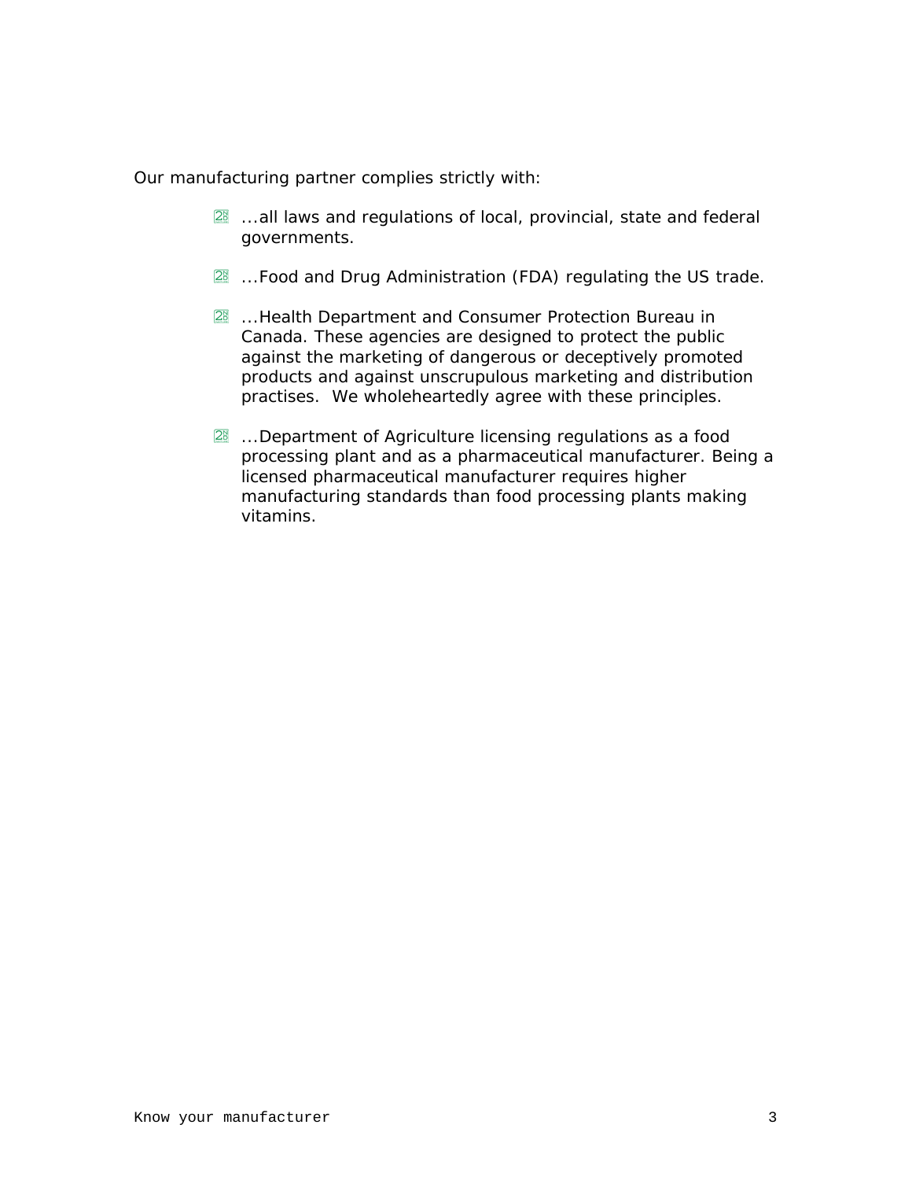Our manufacturing partner complies strictly with:

- ...all laws and regulations of local, provincial, state and federal governments.
- ...Food and Drug Administration (FDA) regulating the US trade.
- ...Health Department and Consumer Protection Bureau in Canada. These agencies are designed to protect the public against the marketing of dangerous or deceptively promoted products and against unscrupulous marketing and distribution practises. We wholeheartedly agree with these principles.
- ...Department of Agriculture licensing regulations as a food processing plant and as a pharmaceutical manufacturer. Being a licensed pharmaceutical manufacturer requires higher manufacturing standards than food processing plants making vitamins.